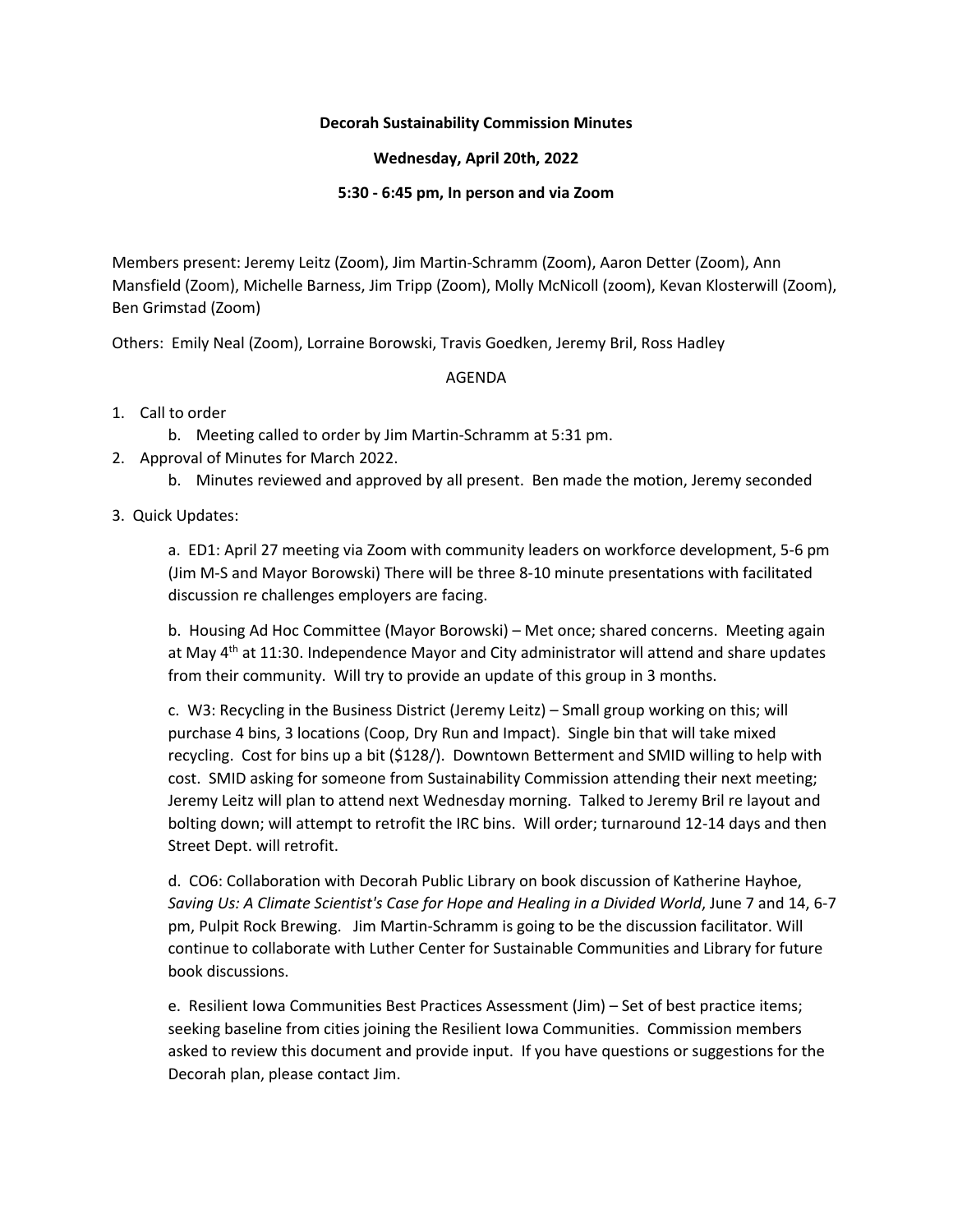**Decorah Sustainability Commission Minutes**

**Wednesday, April 20th, 2022**

**5:30 - 6:45 pm, In person and via Zoom**

Members present: Jeremy Leitz (Zoom), Jim Martin-Schramm (Zoom), Aaron Detter (Zoom), Ann Mansfield (Zoom), Michelle Barness, Jim Tripp (Zoom), Molly McNicoll (zoom), Kevan Klosterwill (Zoom), Ben Grimstad (Zoom)

Others: Emily Neal (Zoom), Lorraine Borowski, Travis Goedken, Jeremy Bril, Ross Hadley

AGENDA

1. Call to order
    b. Meeting called to order by Jim Martin-Schramm at 5:31 pm.
2. Approval of Minutes for March 2022.
    b. Minutes reviewed and approved by all present. Ben made the motion, Jeremy seconded
3. Quick Updates:

    a. ED1: April 27 meeting via Zoom with community leaders on workforce development, 5-6 pm (Jim M-S and Mayor Borowski) There will be three 8-10 minute presentations with facilitated discussion re challenges employers are facing.

    b. Housing Ad Hoc Committee (Mayor Borowski) – Met once; shared concerns. Meeting again at May 4th at 11:30. Independence Mayor and City administrator will attend and share updates from their community. Will try to provide an update of this group in 3 months.

    c. W3: Recycling in the Business District (Jeremy Leitz) – Small group working on this; will purchase 4 bins, 3 locations (Coop, Dry Run and Impact). Single bin that will take mixed recycling. Cost for bins up a bit ($128/). Downtown Betterment and SMID willing to help with cost. SMID asking for someone from Sustainability Commission attending their next meeting; Jeremy Leitz will plan to attend next Wednesday morning. Talked to Jeremy Bril re layout and bolting down; will attempt to retrofit the IRC bins. Will order; turnaround 12-14 days and then Street Dept. will retrofit.

    d. CO6: Collaboration with Decorah Public Library on book discussion of Katherine Hayhoe, *Saving Us: A Climate Scientist's Case for Hope and Healing in a Divided World*, June 7 and 14, 6-7 pm, Pulpit Rock Brewing. Jim Martin-Schramm is going to be the discussion facilitator. Will continue to collaborate with Luther Center for Sustainable Communities and Library for future book discussions.

    e. Resilient Iowa Communities Best Practices Assessment (Jim) – Set of best practice items; seeking baseline from cities joining the Resilient Iowa Communities. Commission members asked to review this document and provide input. If you have questions or suggestions for the Decorah plan, please contact Jim.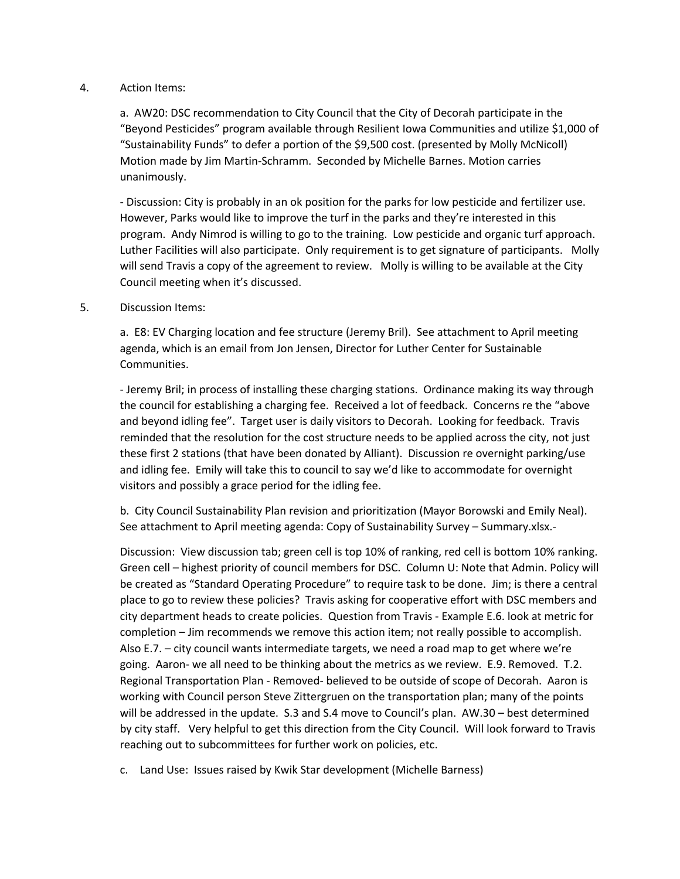4. Action Items:

   a. AW20: DSC recommendation to City Council that the City of Decorah participate in the "Beyond Pesticides" program available through Resilient Iowa Communities and utilize $1,000 of "Sustainability Funds" to defer a portion of the $9,500 cost. (presented by Molly McNicoll) Motion made by Jim Martin-Schramm. Seconded by Michelle Barnes. Motion carries unanimously.

   - Discussion: City is probably in an ok position for the parks for low pesticide and fertilizer use. However, Parks would like to improve the turf in the parks and they're interested in this program. Andy Nimrod is willing to go to the training. Low pesticide and organic turf approach. Luther Facilities will also participate. Only requirement is to get signature of participants. Molly will send Travis a copy of the agreement to review. Molly is willing to be available at the City Council meeting when it's discussed.

5. Discussion Items:

   a. E8: EV Charging location and fee structure (Jeremy Bril). See attachment to April meeting agenda, which is an email from Jon Jensen, Director for Luther Center for Sustainable Communities.

   - Jeremy Bril; in process of installing these charging stations. Ordinance making its way through the council for establishing a charging fee. Received a lot of feedback. Concerns re the "above and beyond idling fee". Target user is daily visitors to Decorah. Looking for feedback. Travis reminded that the resolution for the cost structure needs to be applied across the city, not just these first 2 stations (that have been donated by Alliant). Discussion re overnight parking/use and idling fee. Emily will take this to council to say we'd like to accommodate for overnight visitors and possibly a grace period for the idling fee.

   b. City Council Sustainability Plan revision and prioritization (Mayor Borowski and Emily Neal). See attachment to April meeting agenda: Copy of Sustainability Survey – Summary.xlsx.-

   Discussion: View discussion tab; green cell is top 10% of ranking, red cell is bottom 10% ranking. Green cell – highest priority of council members for DSC. Column U: Note that Admin. Policy will be created as "Standard Operating Procedure" to require task to be done. Jim; is there a central place to go to review these policies? Travis asking for cooperative effort with DSC members and city department heads to create policies. Question from Travis - Example E.6. look at metric for completion – Jim recommends we remove this action item; not really possible to accomplish. Also E.7. – city council wants intermediate targets, we need a road map to get where we're going. Aaron- we all need to be thinking about the metrics as we review. E.9. Removed. T.2. Regional Transportation Plan - Removed- believed to be outside of scope of Decorah. Aaron is working with Council person Steve Zittergruen on the transportation plan; many of the points will be addressed in the update. S.3 and S.4 move to Council's plan. AW.30 – best determined by city staff. Very helpful to get this direction from the City Council. Will look forward to Travis reaching out to subcommittees for further work on policies, etc.

   c. Land Use: Issues raised by Kwik Star development (Michelle Barness)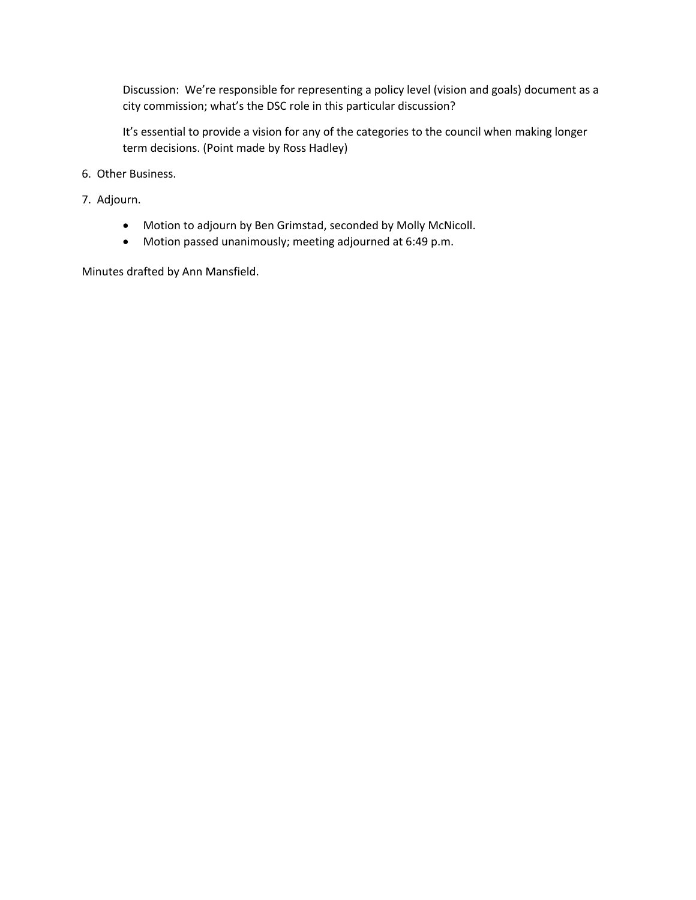Discussion: We're responsible for representing a policy level (vision and goals) document as a city commission; what's the DSC role in this particular discussion?

It's essential to provide a vision for any of the categories to the council when making longer term decisions. (Point made by Ross Hadley)

6. Other Business.

7. Adjourn.

    - Motion to adjourn by Ben Grimstad, seconded by Molly McNicoll.
    - Motion passed unanimously; meeting adjourned at 6:49 p.m.

Minutes drafted by Ann Mansfield.